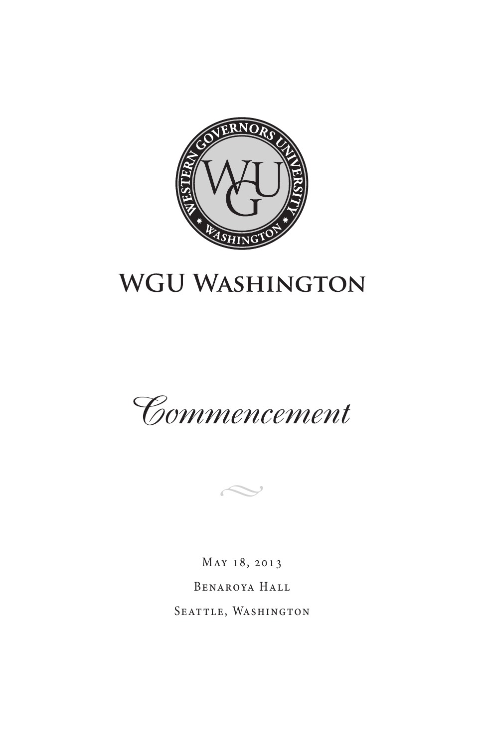# WGU Washington

## *Commencement*

May 18, 2013

Benaroya Hall

Seattle, Washington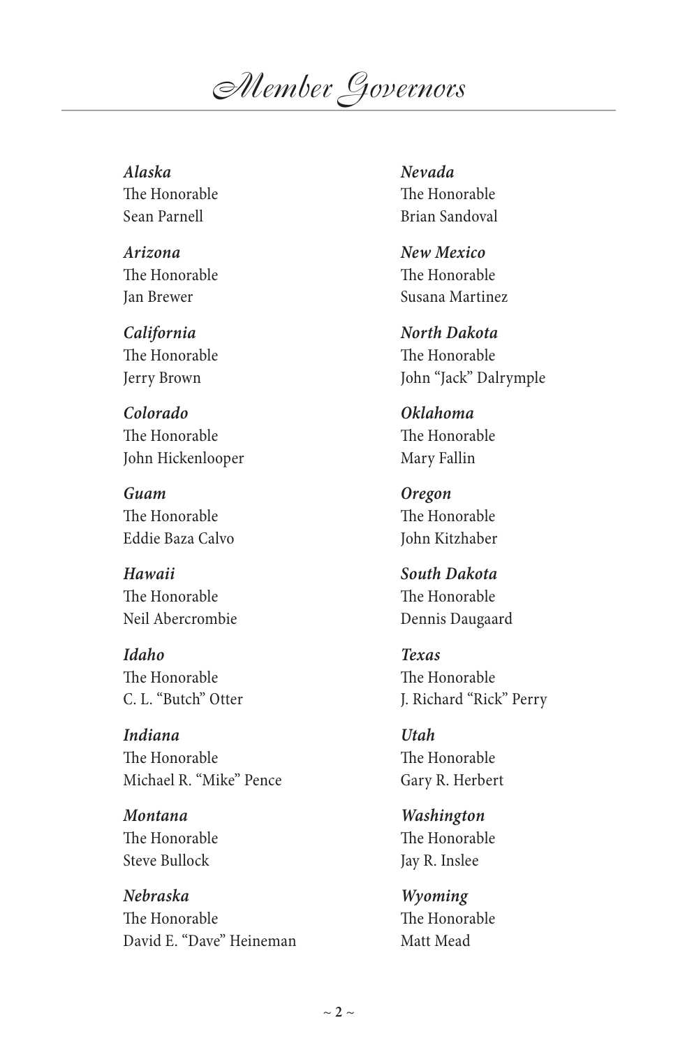# Member Governors

***Alaska***
The Honorable
Sean Parnell

***Arizona***
The Honorable
Jan Brewer

***California***
The Honorable
Jerry Brown

***Colorado***
The Honorable
John Hickenlooper

***Guam***
The Honorable
Eddie Baza Calvo

***Hawaii***
The Honorable
Neil Abercrombie

***Idaho***
The Honorable
C. L. "Butch" Otter

***Indiana***
The Honorable
Michael R. "Mike" Pence

***Montana***
The Honorable
Steve Bullock

***Nebraska***
The Honorable
David E. "Dave" Heineman

***Nevada***
The Honorable
Brian Sandoval

***New Mexico***
The Honorable
Susana Martinez

***North Dakota***
The Honorable
John "Jack" Dalrymple

***Oklahoma***
The Honorable
Mary Fallin

***Oregon***
The Honorable
John Kitzhaber

***South Dakota***
The Honorable
Dennis Daugaard

***Texas***
The Honorable
J. Richard "Rick" Perry

***Utah***
The Honorable
Gary R. Herbert

***Washington***
The Honorable
Jay R. Inslee

***Wyoming***
The Honorable
Matt Mead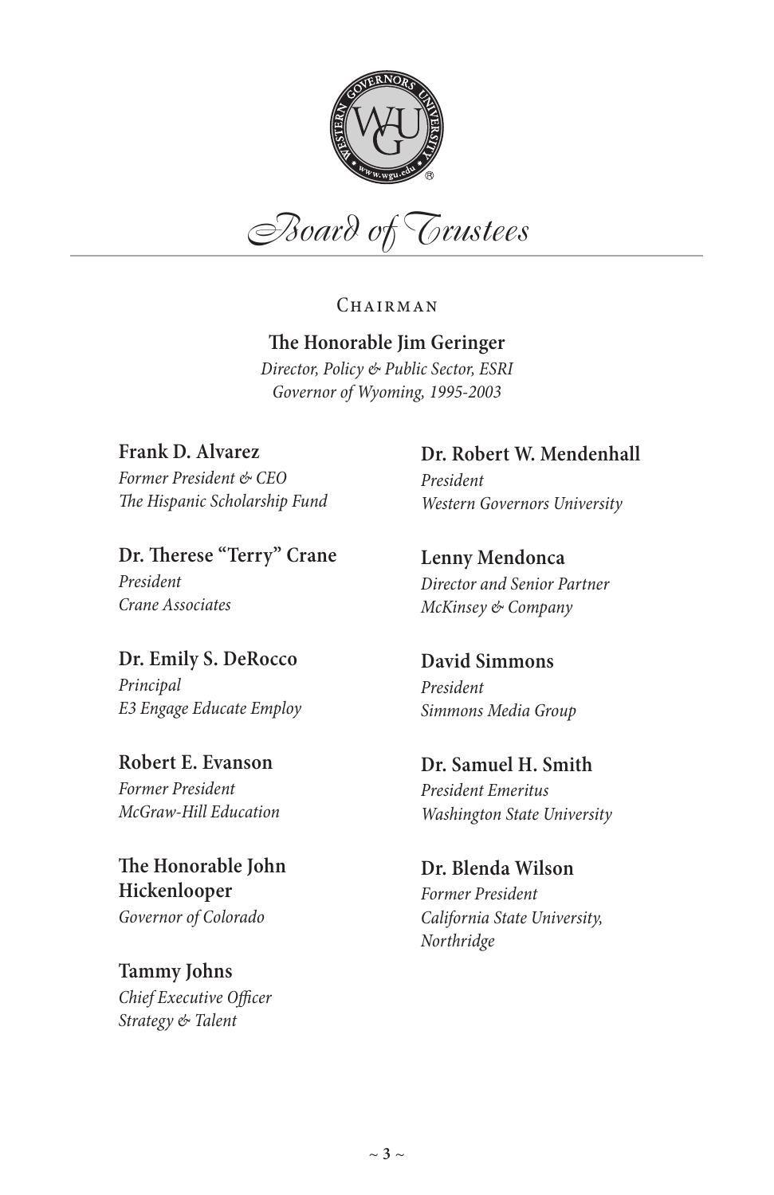# Board of Trustees

## Chairman

**The Honorable Jim Geringer**
*Director, Policy & Public Sector, ESRI*
*Governor of Wyoming, 1995-2003*

**Frank D. Alvarez**
*Former President & CEO*
*The Hispanic Scholarship Fund*

**Dr. Therese "Terry" Crane**
*President*
*Crane Associates*

**Dr. Emily S. DeRocco**
*Principal*
*E3 Engage Educate Employ*

**Robert E. Evanson**
*Former President*
*McGraw-Hill Education*

**The Honorable John Hickenlooper**
*Governor of Colorado*

**Tammy Johns**
*Chief Executive Officer*
*Strategy & Talent*

**Dr. Robert W. Mendenhall**
*President*
*Western Governors University*

**Lenny Mendonca**
*Director and Senior Partner*
*McKinsey & Company*

**David Simmons**
*President*
*Simmons Media Group*

**Dr. Samuel H. Smith**
*President Emeritus*
*Washington State University*

**Dr. Blenda Wilson**
*Former President*
*California State University, Northridge*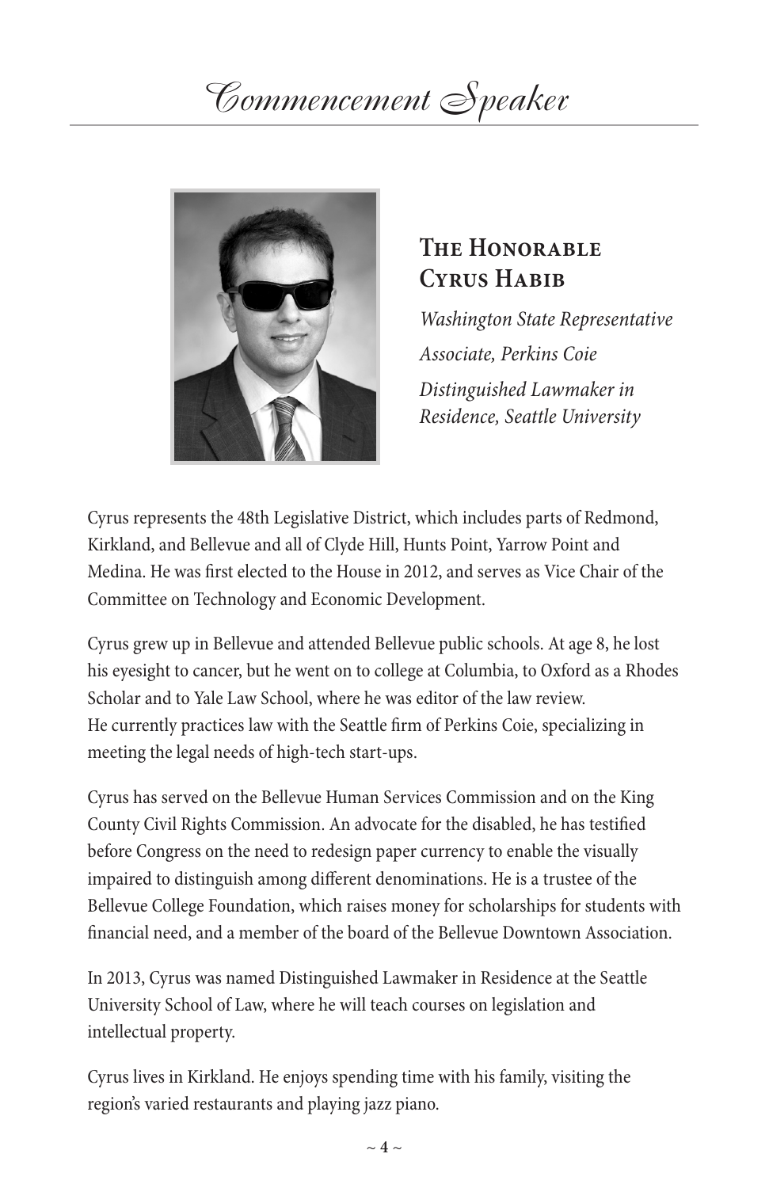# Commencement Speaker

## The Honorable Cyrus Habib

*Washington State Representative*

*Associate, Perkins Coie*

*Distinguished Lawmaker in Residence, Seattle University*

Cyrus represents the 48th Legislative District, which includes parts of Redmond, Kirkland, and Bellevue and all of Clyde Hill, Hunts Point, Yarrow Point and Medina. He was first elected to the House in 2012, and serves as Vice Chair of the Committee on Technology and Economic Development.

Cyrus grew up in Bellevue and attended Bellevue public schools. At age 8, he lost his eyesight to cancer, but he went on to college at Columbia, to Oxford as a Rhodes Scholar and to Yale Law School, where he was editor of the law review. He currently practices law with the Seattle firm of Perkins Coie, specializing in meeting the legal needs of high-tech start-ups.

Cyrus has served on the Bellevue Human Services Commission and on the King County Civil Rights Commission. An advocate for the disabled, he has testified before Congress on the need to redesign paper currency to enable the visually impaired to distinguish among different denominations. He is a trustee of the Bellevue College Foundation, which raises money for scholarships for students with financial need, and a member of the board of the Bellevue Downtown Association.

In 2013, Cyrus was named Distinguished Lawmaker in Residence at the Seattle University School of Law, where he will teach courses on legislation and intellectual property.

Cyrus lives in Kirkland. He enjoys spending time with his family, visiting the region's varied restaurants and playing jazz piano.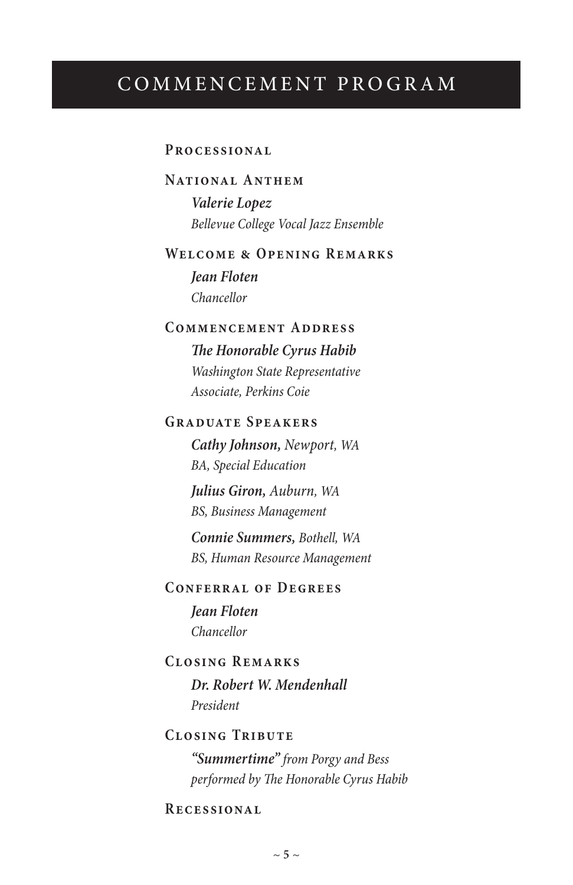# COMMENCEMENT PROGRAM

## Processional

## National Anthem

***Valerie Lopez***
*Bellevue College Vocal Jazz Ensemble*

## Welcome & Opening Remarks

***Jean Floten***
*Chancellor*

## Commencement Address

***The Honorable Cyrus Habib***
*Washington State Representative*
*Associate, Perkins Coie*

## Graduate Speakers

***Cathy Johnson,*** *Newport, WA*
*BA, Special Education*

***Julius Giron,*** *Auburn, WA*
*BS, Business Management*

***Connie Summers,*** *Bothell, WA*
*BS, Human Resource Management*

## Conferral of Degrees

***Jean Floten***
*Chancellor*

## Closing Remarks

***Dr. Robert W. Mendenhall***
*President*

## Closing Tribute

***"Summertime"*** *from Porgy and Bess*
*performed by The Honorable Cyrus Habib*

## Recessional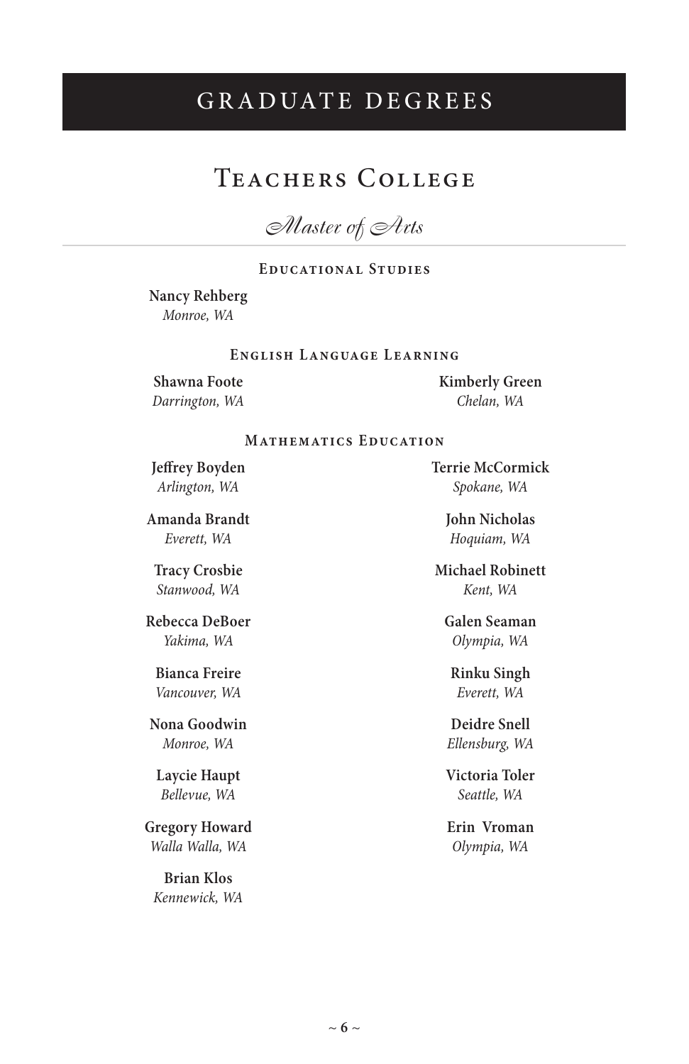# GRADUATE DEGREES

## Teachers College

### *Master of Arts*

#### Educational Studies

**Nancy Rehberg**
*Monroe, WA*

#### English Language Learning

**Shawna Foote**
*Darrington, WA*

**Kimberly Green**
*Chelan, WA*

#### Mathematics Education

**Jeffrey Boyden**
*Arlington, WA*

**Amanda Brandt**
*Everett, WA*

**Tracy Crosbie**
*Stanwood, WA*

**Rebecca DeBoer**
*Yakima, WA*

**Bianca Freire**
*Vancouver, WA*

**Nona Goodwin**
*Monroe, WA*

**Laycie Haupt**
*Bellevue, WA*

**Gregory Howard**
*Walla Walla, WA*

**Brian Klos**
*Kennewick, WA*

**Terrie McCormick**
*Spokane, WA*

**John Nicholas**
*Hoquiam, WA*

**Michael Robinett**
*Kent, WA*

**Galen Seaman**
*Olympia, WA*

**Rinku Singh**
*Everett, WA*

**Deidre Snell**
*Ellensburg, WA*

**Victoria Toler**
*Seattle, WA*

**Erin Vroman**
*Olympia, WA*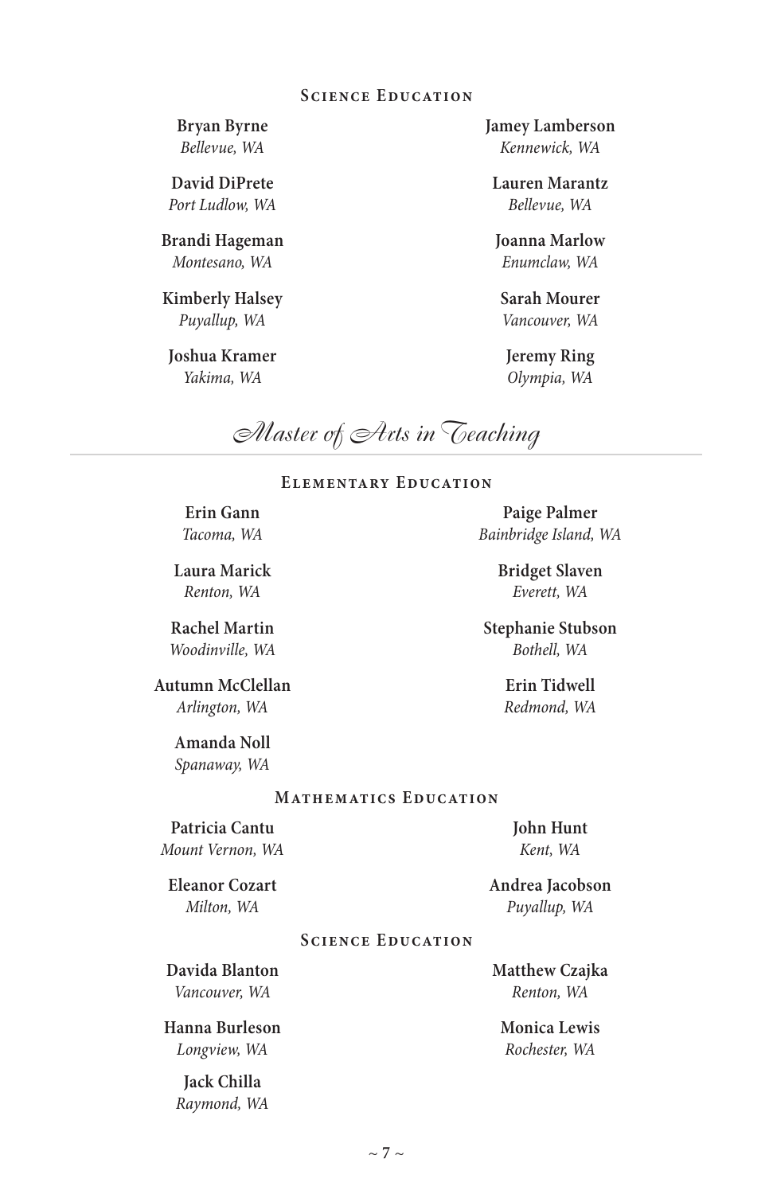### Science Education

**Bryan Byrne**
*Bellevue, WA*

**David DiPrete**
*Port Ludlow, WA*

**Brandi Hageman**
*Montesano, WA*

**Kimberly Halsey**
*Puyallup, WA*

**Joshua Kramer**
*Yakima, WA*

**Jamey Lamberson**
*Kennewick, WA*

**Lauren Marantz**
*Bellevue, WA*

**Joanna Marlow**
*Enumclaw, WA*

**Sarah Mourer**
*Vancouver, WA*

**Jeremy Ring**
*Olympia, WA*

## Master of Arts in Teaching

### Elementary Education

**Erin Gann**
*Tacoma, WA*

**Laura Marick**
*Renton, WA*

**Rachel Martin**
*Woodinville, WA*

**Autumn McClellan**
*Arlington, WA*

**Amanda Noll**
*Spanaway, WA*

**Paige Palmer**
*Bainbridge Island, WA*

**Bridget Slaven**
*Everett, WA*

**Stephanie Stubson**
*Bothell, WA*

**Erin Tidwell**
*Redmond, WA*

### Mathematics Education

**Patricia Cantu**
*Mount Vernon, WA*

**Eleanor Cozart**
*Milton, WA*

**John Hunt**
*Kent, WA*

**Andrea Jacobson**
*Puyallup, WA*

### Science Education

**Davida Blanton**
*Vancouver, WA*

**Hanna Burleson**
*Longview, WA*

**Jack Chilla**
*Raymond, WA*

**Matthew Czajka**
*Renton, WA*

**Monica Lewis**
*Rochester, WA*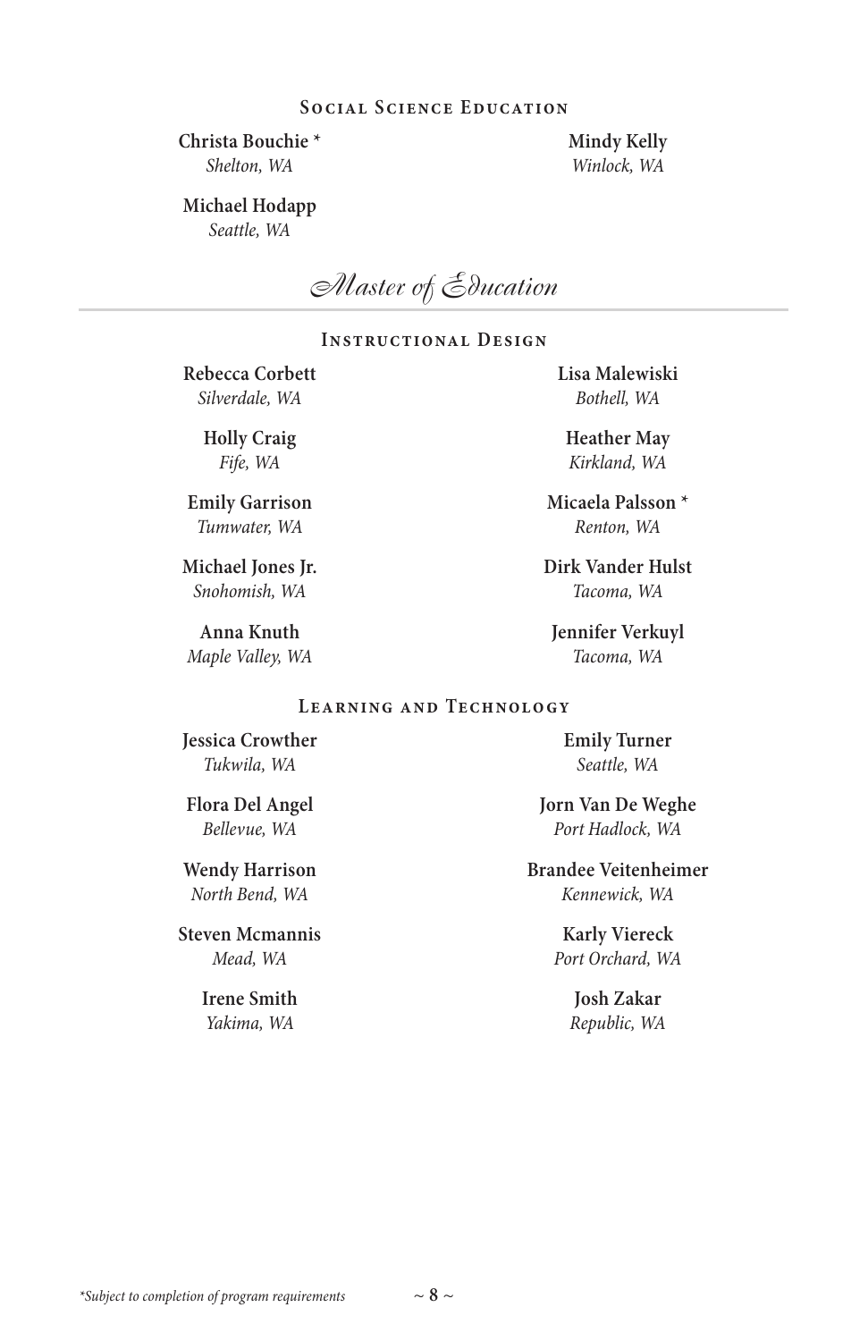### Social Science Education

**Christa Bouchie** *
*Shelton, WA*

**Michael Hodapp**
*Seattle, WA*

**Mindy Kelly**
*Winlock, WA*

## Master of Education

### Instructional Design

**Rebecca Corbett**
*Silverdale, WA*

**Holly Craig**
*Fife, WA*

**Emily Garrison**
*Tumwater, WA*

**Michael Jones Jr.**
*Snohomish, WA*

**Anna Knuth**
*Maple Valley, WA*

**Lisa Malewiski**
*Bothell, WA*

**Heather May**
*Kirkland, WA*

**Micaela Palsson** *
*Renton, WA*

**Dirk Vander Hulst**
*Tacoma, WA*

**Jennifer Verkuyl**
*Tacoma, WA*

### Learning and Technology

**Jessica Crowther**
*Tukwila, WA*

**Flora Del Angel**
*Bellevue, WA*

**Wendy Harrison**
*North Bend, WA*

**Steven Mcmannis**
*Mead, WA*

**Irene Smith**
*Yakima, WA*

**Emily Turner**
*Seattle, WA*

**Jorn Van De Weghe**
*Port Hadlock, WA*

**Brandee Veitenheimer**
*Kennewick, WA*

**Karly Viereck**
*Port Orchard, WA*

**Josh Zakar**
*Republic, WA*

*\*Subject to completion of program requirements*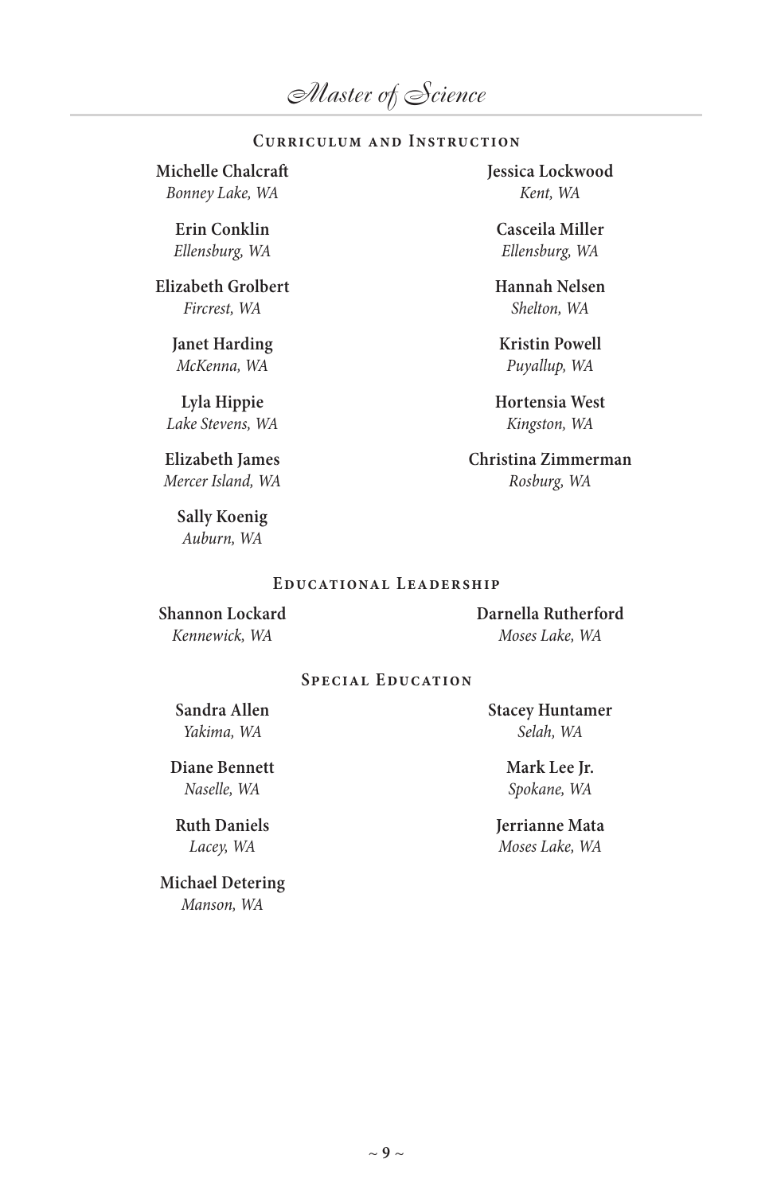# Master of Science

## Curriculum and Instruction

**Michelle Chalcraft**
*Bonney Lake, WA*

**Erin Conklin**
*Ellensburg, WA*

**Elizabeth Grolbert**
*Fircrest, WA*

**Janet Harding**
*McKenna, WA*

**Lyla Hippie**
*Lake Stevens, WA*

**Elizabeth James**
*Mercer Island, WA*

**Sally Koenig**
*Auburn, WA*

**Jessica Lockwood**
*Kent, WA*

**Casceila Miller**
*Ellensburg, WA*

**Hannah Nelsen**
*Shelton, WA*

**Kristin Powell**
*Puyallup, WA*

**Hortensia West**
*Kingston, WA*

**Christina Zimmerman**
*Rosburg, WA*

## Educational Leadership

**Shannon Lockard**
*Kennewick, WA*

**Darnella Rutherford**
*Moses Lake, WA*

## Special Education

**Sandra Allen**
*Yakima, WA*

**Diane Bennett**
*Naselle, WA*

**Ruth Daniels**
*Lacey, WA*

**Michael Detering**
*Manson, WA*

**Stacey Huntamer**
*Selah, WA*

**Mark Lee Jr.**
*Spokane, WA*

**Jerrianne Mata**
*Moses Lake, WA*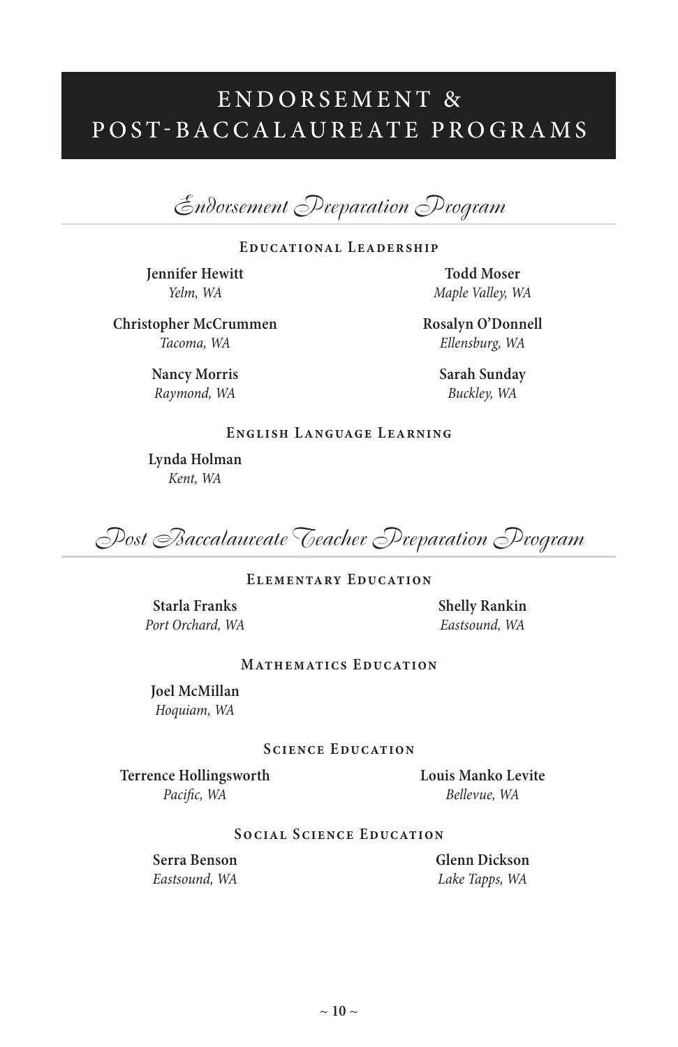# ENDORSEMENT & POST-BACCALAUREATE PROGRAMS

## *Endorsement Preparation Program*

### Educational Leadership

**Jennifer Hewitt**
*Yelm, WA*

**Todd Moser**
*Maple Valley, WA*

**Christopher McCrummen**
*Tacoma, WA*

**Rosalyn O'Donnell**
*Ellensburg, WA*

**Nancy Morris**
*Raymond, WA*

**Sarah Sunday**
*Buckley, WA*

### English Language Learning

**Lynda Holman**
*Kent, WA*

## *Post Baccalaureate Teacher Preparation Program*

### Elementary Education

**Starla Franks**
*Port Orchard, WA*

**Shelly Rankin**
*Eastsound, WA*

### Mathematics Education

**Joel McMillan**
*Hoquiam, WA*

### Science Education

**Terrence Hollingsworth**
*Pacific, WA*

**Louis Manko Levite**
*Bellevue, WA*

### Social Science Education

**Serra Benson**
*Eastsound, WA*

**Glenn Dickson**
*Lake Tapps, WA*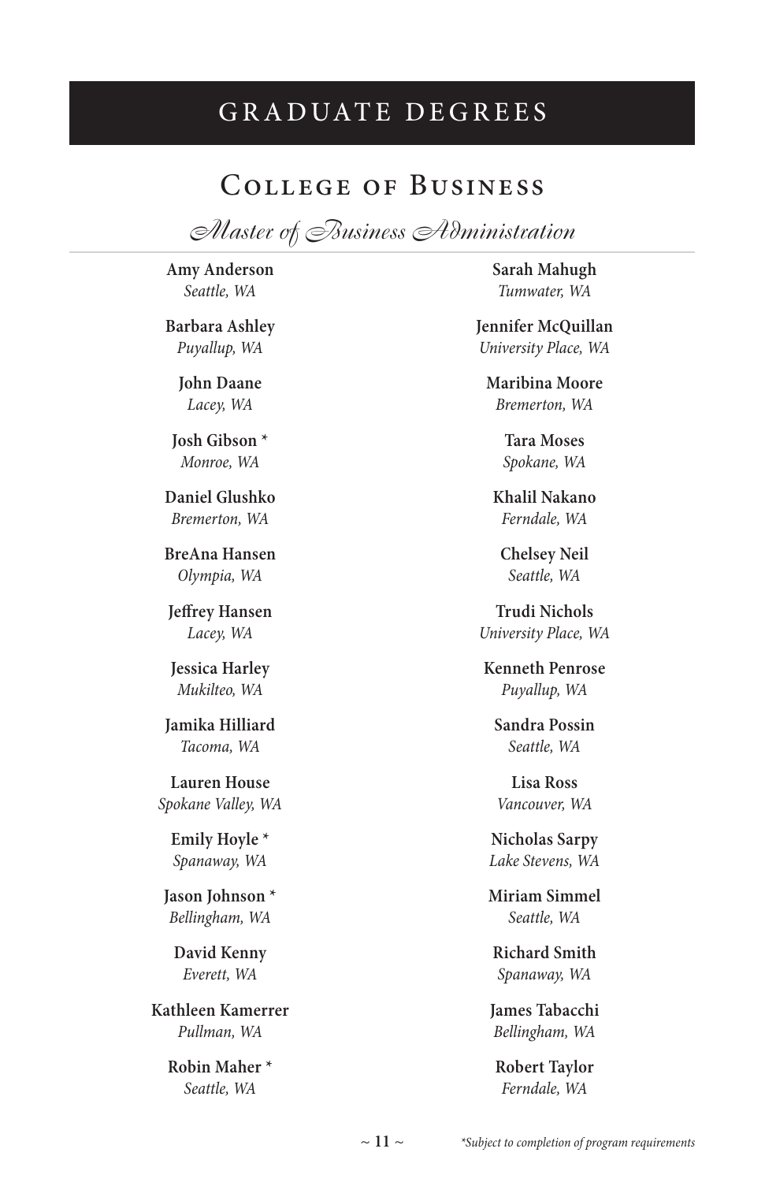# GRADUATE DEGREES

## College of Business

### Master of Business Administration

**Amy Anderson**
*Seattle, WA*

**Barbara Ashley**
*Puyallup, WA*

**John Daane**
*Lacey, WA*

**Josh Gibson** *
*Monroe, WA*

**Daniel Glushko**
*Bremerton, WA*

**BreAna Hansen**
*Olympia, WA*

**Jeffrey Hansen**
*Lacey, WA*

**Jessica Harley**
*Mukilteo, WA*

**Jamika Hilliard**
*Tacoma, WA*

**Lauren House**
*Spokane Valley, WA*

**Emily Hoyle** *
*Spanaway, WA*

**Jason Johnson** *
*Bellingham, WA*

**David Kenny**
*Everett, WA*

**Kathleen Kamerrer**
*Pullman, WA*

**Robin Maher** *
*Seattle, WA*

**Sarah Mahugh**
*Tumwater, WA*

**Jennifer McQuillan**
*University Place, WA*

**Maribina Moore**
*Bremerton, WA*

**Tara Moses**
*Spokane, WA*

**Khalil Nakano**
*Ferndale, WA*

**Chelsey Neil**
*Seattle, WA*

**Trudi Nichols**
*University Place, WA*

**Kenneth Penrose**
*Puyallup, WA*

**Sandra Possin**
*Seattle, WA*

**Lisa Ross**
*Vancouver, WA*

**Nicholas Sarpy**
*Lake Stevens, WA*

**Miriam Simmel**
*Seattle, WA*

**Richard Smith**
*Spanaway, WA*

**James Tabacchi**
*Bellingham, WA*

**Robert Taylor**
*Ferndale, WA*

*\*Subject to completion of program requirements*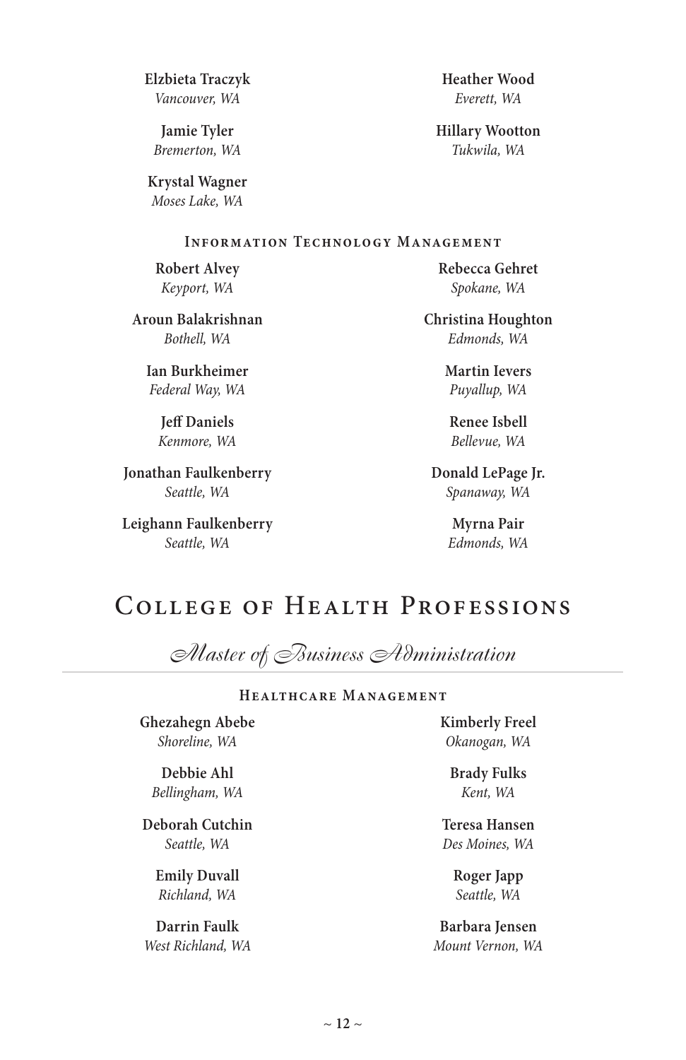**Elzbieta Traczyk**
*Vancouver, WA*

**Jamie Tyler**
*Bremerton, WA*

**Krystal Wagner**
*Moses Lake, WA*

**Heather Wood**
*Everett, WA*

**Hillary Wootton**
*Tukwila, WA*

### Information Technology Management

**Robert Alvey**
*Keyport, WA*

**Aroun Balakrishnan**
*Bothell, WA*

**Ian Burkheimer**
*Federal Way, WA*

**Jeff Daniels**
*Kenmore, WA*

**Jonathan Faulkenberry**
*Seattle, WA*

**Leighann Faulkenberry**
*Seattle, WA*

**Rebecca Gehret**
*Spokane, WA*

**Christina Houghton**
*Edmonds, WA*

**Martin Ievers**
*Puyallup, WA*

**Renee Isbell**
*Bellevue, WA*

**Donald LePage Jr.**
*Spanaway, WA*

**Myrna Pair**
*Edmonds, WA*

# College of Health Professions

## *Master of Business Administration*

### Healthcare Management

**Ghezahegn Abebe**
*Shoreline, WA*

**Debbie Ahl**
*Bellingham, WA*

**Deborah Cutchin**
*Seattle, WA*

**Emily Duvall**
*Richland, WA*

**Darrin Faulk**
*West Richland, WA*

**Kimberly Freel**
*Okanogan, WA*

**Brady Fulks**
*Kent, WA*

**Teresa Hansen**
*Des Moines, WA*

**Roger Japp**
*Seattle, WA*

**Barbara Jensen**
*Mount Vernon, WA*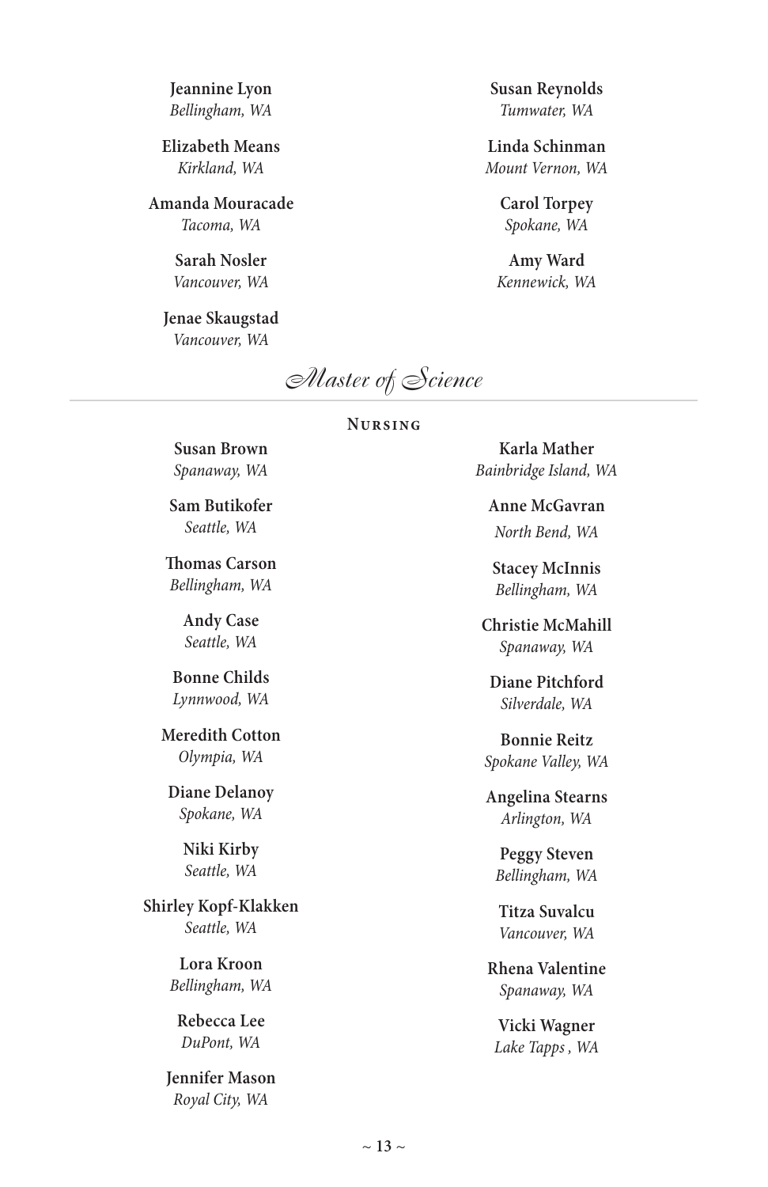**Jeannine Lyon**
*Bellingham, WA*

**Elizabeth Means**
*Kirkland, WA*

**Amanda Mouracade**
*Tacoma, WA*

**Sarah Nosler**
*Vancouver, WA*

**Jenae Skaugstad**
*Vancouver, WA*

**Susan Reynolds**
*Tumwater, WA*

**Linda Schinman**
*Mount Vernon, WA*

**Carol Torpey**
*Spokane, WA*

**Amy Ward**
*Kennewick, WA*

## Master of Science

### Nursing

**Susan Brown**
*Spanaway, WA*

**Sam Butikofer**
*Seattle, WA*

**Thomas Carson**
*Bellingham, WA*

**Andy Case**
*Seattle, WA*

**Bonne Childs**
*Lynnwood, WA*

**Meredith Cotton**
*Olympia, WA*

**Diane Delanoy**
*Spokane, WA*

**Niki Kirby**
*Seattle, WA*

**Shirley Kopf-Klakken**
*Seattle, WA*

**Lora Kroon**
*Bellingham, WA*

**Rebecca Lee**
*DuPont, WA*

**Jennifer Mason**
*Royal City, WA*

**Karla Mather**
*Bainbridge Island, WA*

**Anne McGavran**
*North Bend, WA*

**Stacey McInnis**
*Bellingham, WA*

**Christie McMahill**
*Spanaway, WA*

**Diane Pitchford**
*Silverdale, WA*

**Bonnie Reitz**
*Spokane Valley, WA*

**Angelina Stearns**
*Arlington, WA*

**Peggy Steven**
*Bellingham, WA*

**Titza Suvalcu**
*Vancouver, WA*

**Rhena Valentine**
*Spanaway, WA*

**Vicki Wagner**
*Lake Tapps , WA*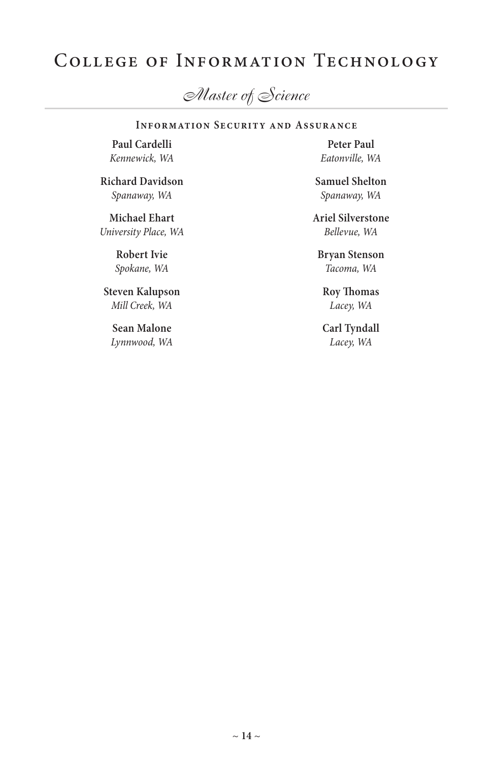# College of Information Technology

## *Master of Science*

### Information Security and Assurance

**Paul Cardelli**
*Kennewick, WA*

**Richard Davidson**
*Spanaway, WA*

**Michael Ehart**
*University Place, WA*

**Robert Ivie**
*Spokane, WA*

**Steven Kalupson**
*Mill Creek, WA*

**Sean Malone**
*Lynnwood, WA*

**Peter Paul**
*Eatonville, WA*

**Samuel Shelton**
*Spanaway, WA*

**Ariel Silverstone**
*Bellevue, WA*

**Bryan Stenson**
*Tacoma, WA*

**Roy Thomas**
*Lacey, WA*

**Carl Tyndall**
*Lacey, WA*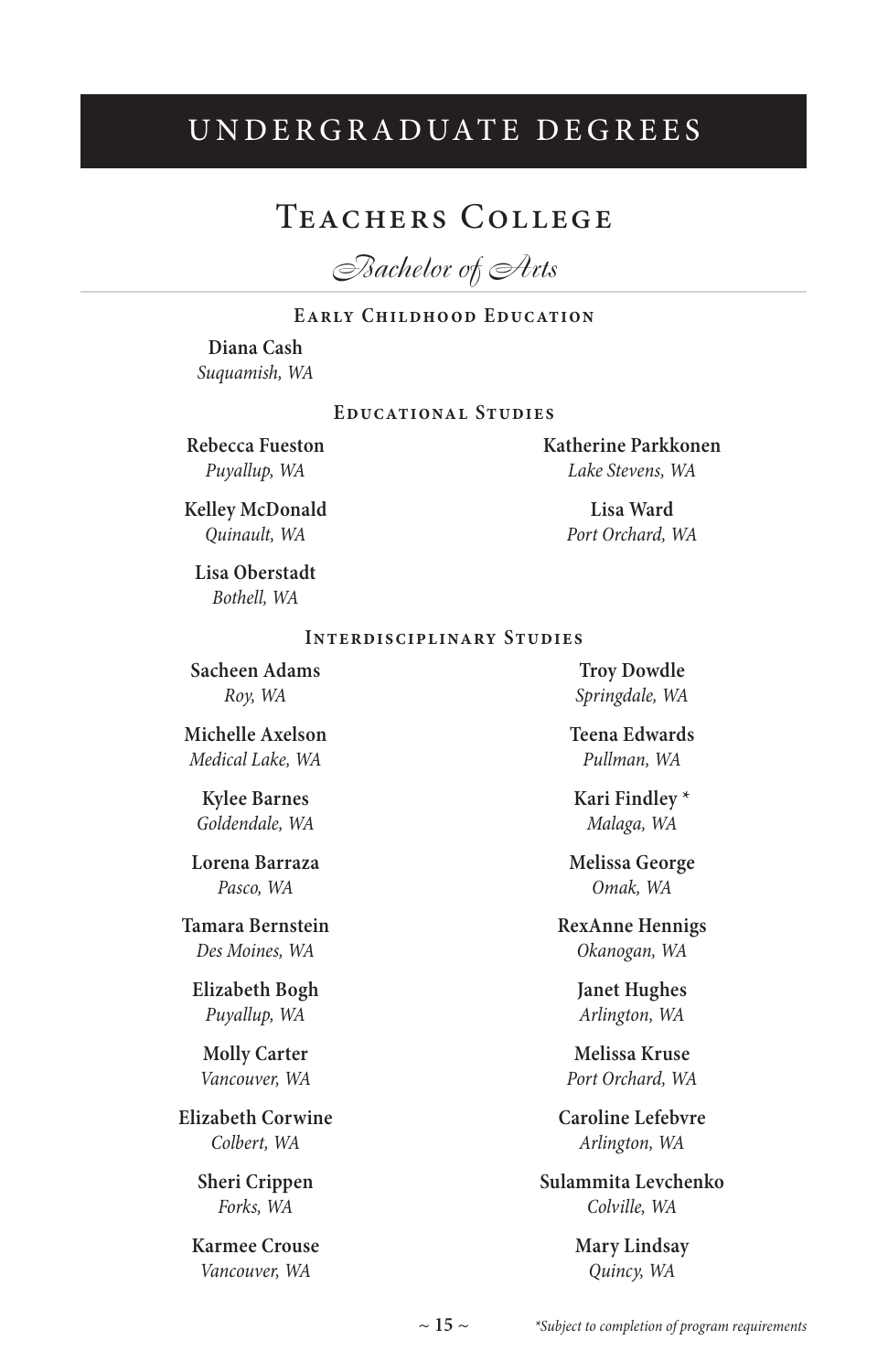# UNDERGRADUATE DEGREES

## Teachers College

### *Bachelor of Arts*

#### Early Childhood Education

**Diana Cash**
*Suquamish, WA*

#### Educational Studies

**Rebecca Fueston**
*Puyallup, WA*

**Kelley McDonald**
*Quinault, WA*

**Lisa Oberstadt**
*Bothell, WA*

**Katherine Parkkonen**
*Lake Stevens, WA*

**Lisa Ward**
*Port Orchard, WA*

#### Interdisciplinary Studies

**Sacheen Adams**
*Roy, WA*

**Michelle Axelson**
*Medical Lake, WA*

**Kylee Barnes**
*Goldendale, WA*

**Lorena Barraza**
*Pasco, WA*

**Tamara Bernstein**
*Des Moines, WA*

**Elizabeth Bogh**
*Puyallup, WA*

**Molly Carter**
*Vancouver, WA*

**Elizabeth Corwine**
*Colbert, WA*

**Sheri Crippen**
*Forks, WA*

**Karmee Crouse**
*Vancouver, WA*

**Troy Dowdle**
*Springdale, WA*

**Teena Edwards**
*Pullman, WA*

**Kari Findley** *
*Malaga, WA*

**Melissa George**
*Omak, WA*

**RexAnne Hennigs**
*Okanogan, WA*

**Janet Hughes**
*Arlington, WA*

**Melissa Kruse**
*Port Orchard, WA*

**Caroline Lefebvre**
*Arlington, WA*

**Sulammita Levchenko**
*Colville, WA*

**Mary Lindsay**
*Quincy, WA*

*\*Subject to completion of program requirements*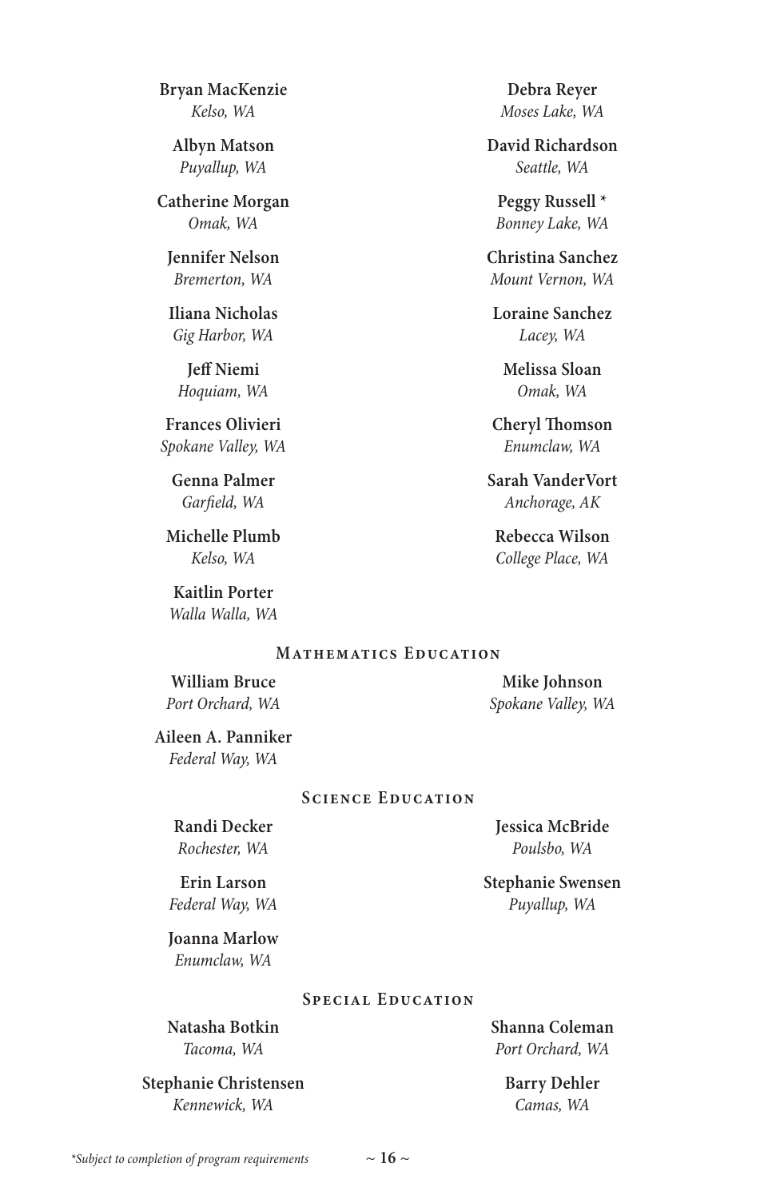**Bryan MacKenzie**
*Kelso, WA*

**Albyn Matson**
*Puyallup, WA*

**Catherine Morgan**
*Omak, WA*

**Jennifer Nelson**
*Bremerton, WA*

**Iliana Nicholas**
*Gig Harbor, WA*

**Jeff Niemi**
*Hoquiam, WA*

**Frances Olivieri**
*Spokane Valley, WA*

**Genna Palmer**
*Garfield, WA*

**Michelle Plumb**
*Kelso, WA*

**Kaitlin Porter**
*Walla Walla, WA*

**Debra Reyer**
*Moses Lake, WA*

**David Richardson**
*Seattle, WA*

**Peggy Russell** *
*Bonney Lake, WA*

**Christina Sanchez**
*Mount Vernon, WA*

**Loraine Sanchez**
*Lacey, WA*

**Melissa Sloan**
*Omak, WA*

**Cheryl Thomson**
*Enumclaw, WA*

**Sarah VanderVort**
*Anchorage, AK*

**Rebecca Wilson**
*College Place, WA*

## Mathematics Education

**William Bruce**
*Port Orchard, WA*

**Aileen A. Panniker**
*Federal Way, WA*

**Mike Johnson**
*Spokane Valley, WA*

## Science Education

**Randi Decker**
*Rochester, WA*

**Erin Larson**
*Federal Way, WA*

**Joanna Marlow**
*Enumclaw, WA*

**Jessica McBride**
*Poulsbo, WA*

**Stephanie Swensen**
*Puyallup, WA*

## Special Education

**Natasha Botkin**
*Tacoma, WA*

**Stephanie Christensen**
*Kennewick, WA*

**Shanna Coleman**
*Port Orchard, WA*

**Barry Dehler**
*Camas, WA*

*\*Subject to completion of program requirements*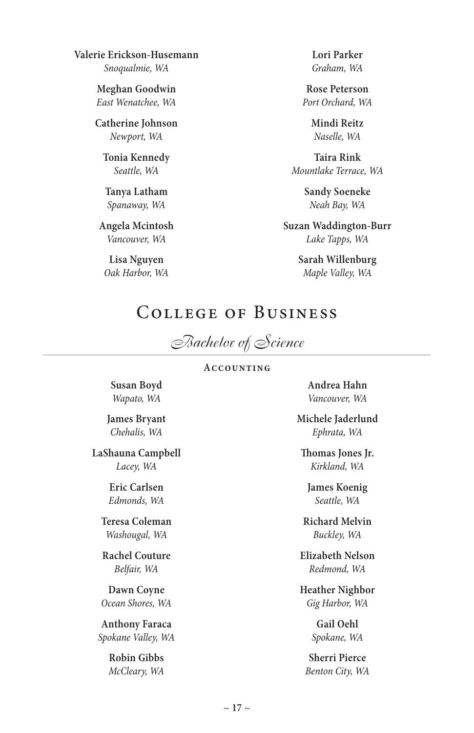**Valerie Erickson-Husemann**
*Snoqualmie, WA*

**Meghan Goodwin**
*East Wenatchee, WA*

**Catherine Johnson**
*Newport, WA*

**Tonia Kennedy**
*Seattle, WA*

**Tanya Latham**
*Spanaway, WA*

**Angela Mcintosh**
*Vancouver, WA*

**Lisa Nguyen**
*Oak Harbor, WA*

**Lori Parker**
*Graham, WA*

**Rose Peterson**
*Port Orchard, WA*

**Mindi Reitz**
*Naselle, WA*

**Taira Rink**
*Mountlake Terrace, WA*

**Sandy Soeneke**
*Neah Bay, WA*

**Suzan Waddington-Burr**
*Lake Tapps, WA*

**Sarah Willenburg**
*Maple Valley, WA*

# College of Business

## Bachelor of Science

### Accounting

**Susan Boyd**
*Wapato, WA*

**James Bryant**
*Chehalis, WA*

**LaShauna Campbell**
*Lacey, WA*

**Eric Carlsen**
*Edmonds, WA*

**Teresa Coleman**
*Washougal, WA*

**Rachel Couture**
*Belfair, WA*

**Dawn Coyne**
*Ocean Shores, WA*

**Anthony Faraca**
*Spokane Valley, WA*

**Robin Gibbs**
*McCleary, WA*

**Andrea Hahn**
*Vancouver, WA*

**Michele Jaderlund**
*Ephrata, WA*

**Thomas Jones Jr.**
*Kirkland, WA*

**James Koenig**
*Seattle, WA*

**Richard Melvin**
*Buckley, WA*

**Elizabeth Nelson**
*Redmond, WA*

**Heather Nighbor**
*Gig Harbor, WA*

**Gail Oehl**
*Spokane, WA*

**Sherri Pierce**
*Benton City, WA*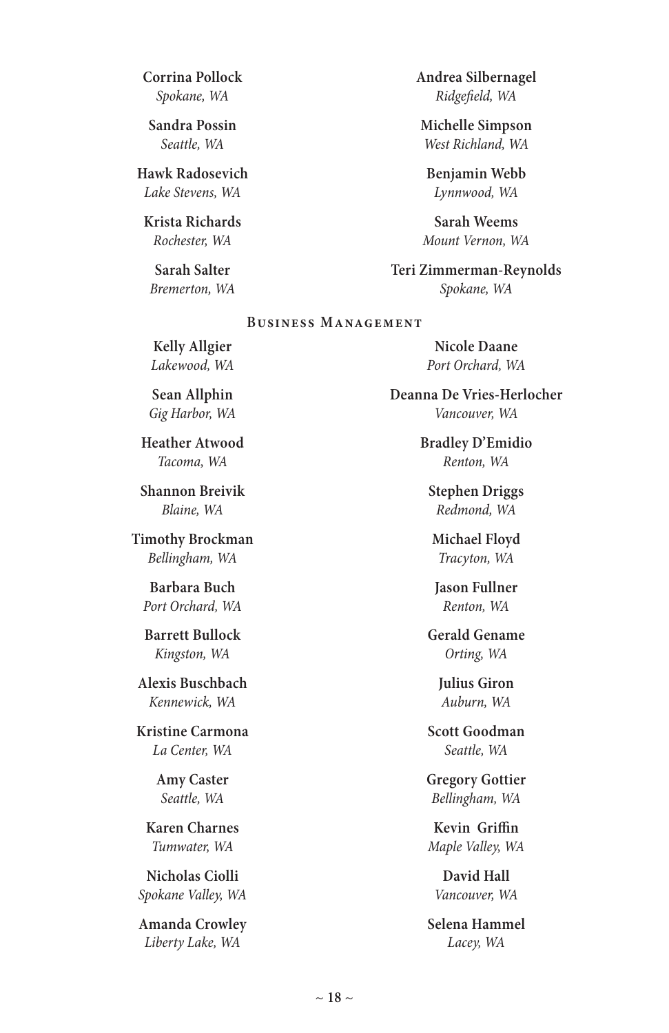**Corrina Pollock**
*Spokane, WA*

**Sandra Possin**
*Seattle, WA*

**Hawk Radosevich**
*Lake Stevens, WA*

**Krista Richards**
*Rochester, WA*

**Sarah Salter**
*Bremerton, WA*

**Andrea Silbernagel**
*Ridgefield, WA*

**Michelle Simpson**
*West Richland, WA*

**Benjamin Webb**
*Lynnwood, WA*

**Sarah Weems**
*Mount Vernon, WA*

**Teri Zimmerman-Reynolds**
*Spokane, WA*

## Business Management

**Kelly Allgier**
*Lakewood, WA*

**Sean Allphin**
*Gig Harbor, WA*

**Heather Atwood**
*Tacoma, WA*

**Shannon Breivik**
*Blaine, WA*

**Timothy Brockman**
*Bellingham, WA*

**Barbara Buch**
*Port Orchard, WA*

**Barrett Bullock**
*Kingston, WA*

**Alexis Buschbach**
*Kennewick, WA*

**Kristine Carmona**
*La Center, WA*

**Amy Caster**
*Seattle, WA*

**Karen Charnes**
*Tumwater, WA*

**Nicholas Ciolli**
*Spokane Valley, WA*

**Amanda Crowley**
*Liberty Lake, WA*

**Nicole Daane**
*Port Orchard, WA*

**Deanna De Vries-Herlocher**
*Vancouver, WA*

**Bradley D'Emidio**
*Renton, WA*

**Stephen Driggs**
*Redmond, WA*

**Michael Floyd**
*Tracyton, WA*

**Jason Fullner**
*Renton, WA*

**Gerald Gename**
*Orting, WA*

**Julius Giron**
*Auburn, WA*

**Scott Goodman**
*Seattle, WA*

**Gregory Gottier**
*Bellingham, WA*

**Kevin Griffin**
*Maple Valley, WA*

**David Hall**
*Vancouver, WA*

**Selena Hammel**
*Lacey, WA*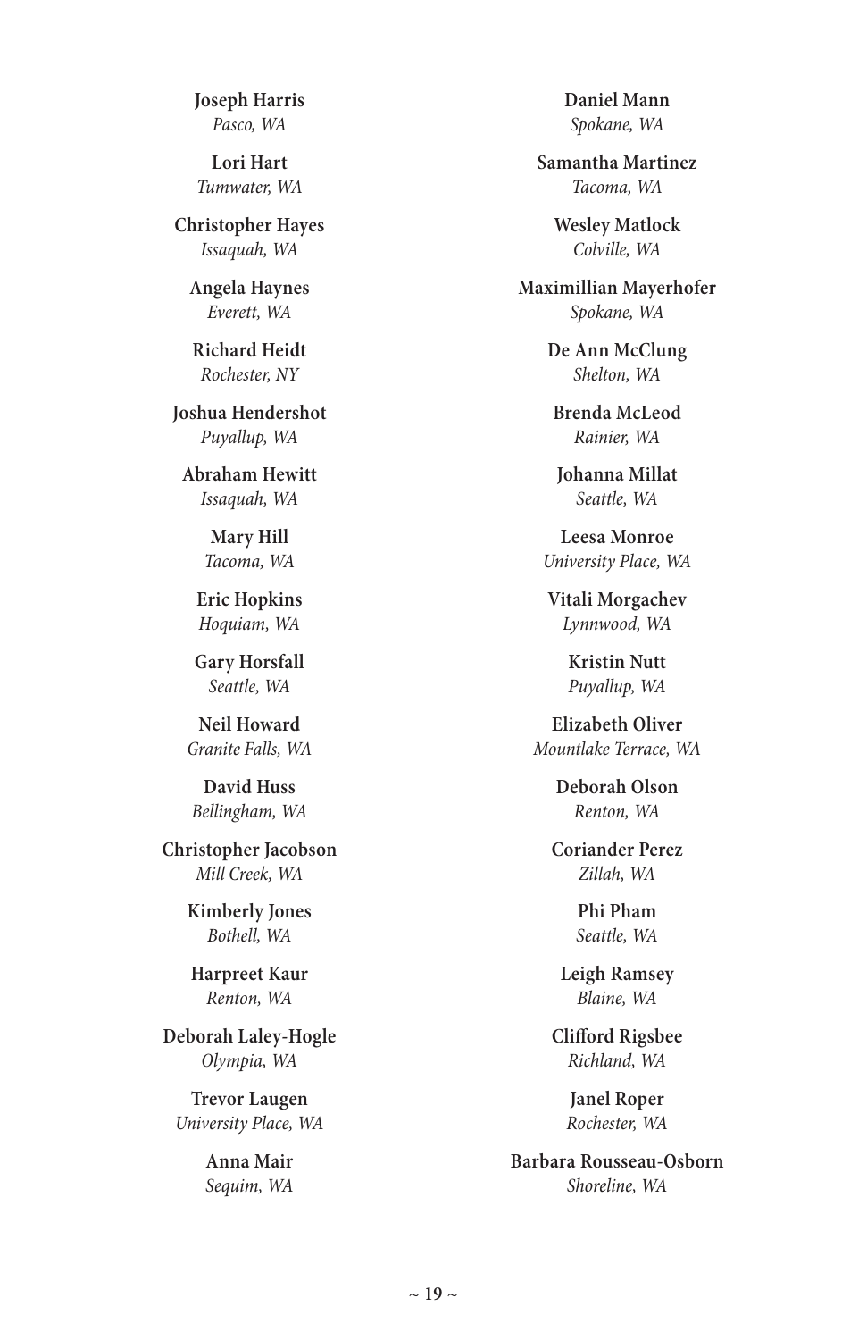**Joseph Harris**
*Pasco, WA*

**Lori Hart**
*Tumwater, WA*

**Christopher Hayes**
*Issaquah, WA*

**Angela Haynes**
*Everett, WA*

**Richard Heidt**
*Rochester, NY*

**Joshua Hendershot**
*Puyallup, WA*

**Abraham Hewitt**
*Issaquah, WA*

**Mary Hill**
*Tacoma, WA*

**Eric Hopkins**
*Hoquiam, WA*

**Gary Horsfall**
*Seattle, WA*

**Neil Howard**
*Granite Falls, WA*

**David Huss**
*Bellingham, WA*

**Christopher Jacobson**
*Mill Creek, WA*

**Kimberly Jones**
*Bothell, WA*

**Harpreet Kaur**
*Renton, WA*

**Deborah Laley-Hogle**
*Olympia, WA*

**Trevor Laugen**
*University Place, WA*

**Anna Mair**
*Sequim, WA*

**Daniel Mann**
*Spokane, WA*

**Samantha Martinez**
*Tacoma, WA*

**Wesley Matlock**
*Colville, WA*

**Maximillian Mayerhofer**
*Spokane, WA*

**De Ann McClung**
*Shelton, WA*

**Brenda McLeod**
*Rainier, WA*

**Johanna Millat**
*Seattle, WA*

**Leesa Monroe**
*University Place, WA*

**Vitali Morgachev**
*Lynnwood, WA*

**Kristin Nutt**
*Puyallup, WA*

**Elizabeth Oliver**
*Mountlake Terrace, WA*

**Deborah Olson**
*Renton, WA*

**Coriander Perez**
*Zillah, WA*

**Phi Pham**
*Seattle, WA*

**Leigh Ramsey**
*Blaine, WA*

**Clifford Rigsbee**
*Richland, WA*

**Janel Roper**
*Rochester, WA*

**Barbara Rousseau-Osborn**
*Shoreline, WA*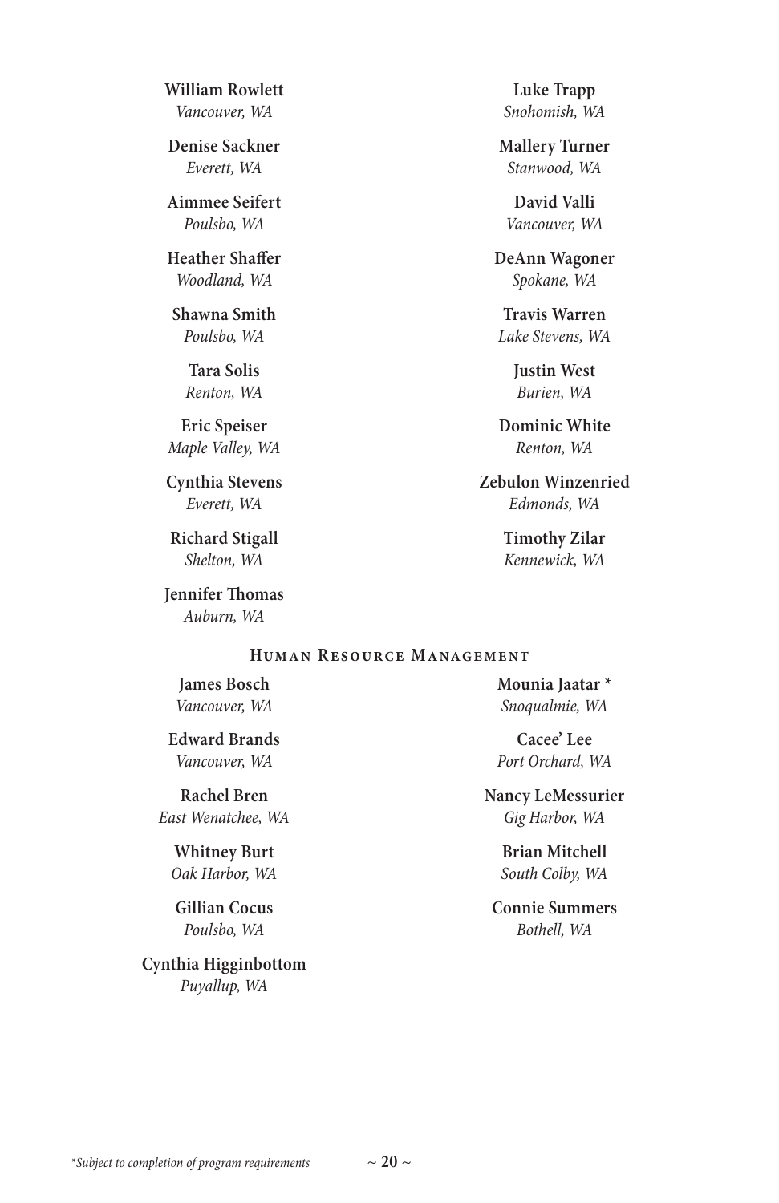**William Rowlett**
*Vancouver, WA*

**Denise Sackner**
*Everett, WA*

**Aimmee Seifert**
*Poulsbo, WA*

**Heather Shaffer**
*Woodland, WA*

**Shawna Smith**
*Poulsbo, WA*

**Tara Solis**
*Renton, WA*

**Eric Speiser**
*Maple Valley, WA*

**Cynthia Stevens**
*Everett, WA*

**Richard Stigall**
*Shelton, WA*

**Jennifer Thomas**
*Auburn, WA*

**Luke Trapp**
*Snohomish, WA*

**Mallery Turner**
*Stanwood, WA*

**David Valli**
*Vancouver, WA*

**DeAnn Wagoner**
*Spokane, WA*

**Travis Warren**
*Lake Stevens, WA*

**Justin West**
*Burien, WA*

**Dominic White**
*Renton, WA*

**Zebulon Winzenried**
*Edmonds, WA*

**Timothy Zilar**
*Kennewick, WA*

## Human Resource Management

**James Bosch**
*Vancouver, WA*

**Edward Brands**
*Vancouver, WA*

**Rachel Bren**
*East Wenatchee, WA*

**Whitney Burt**
*Oak Harbor, WA*

**Gillian Cocus**
*Poulsbo, WA*

**Cynthia Higginbottom**
*Puyallup, WA*

**Mounia Jaatar** *
*Snoqualmie, WA*

**Cacee' Lee**
*Port Orchard, WA*

**Nancy LeMessurier**
*Gig Harbor, WA*

**Brian Mitchell**
*South Colby, WA*

**Connie Summers**
*Bothell, WA*

*\*Subject to completion of program requirements*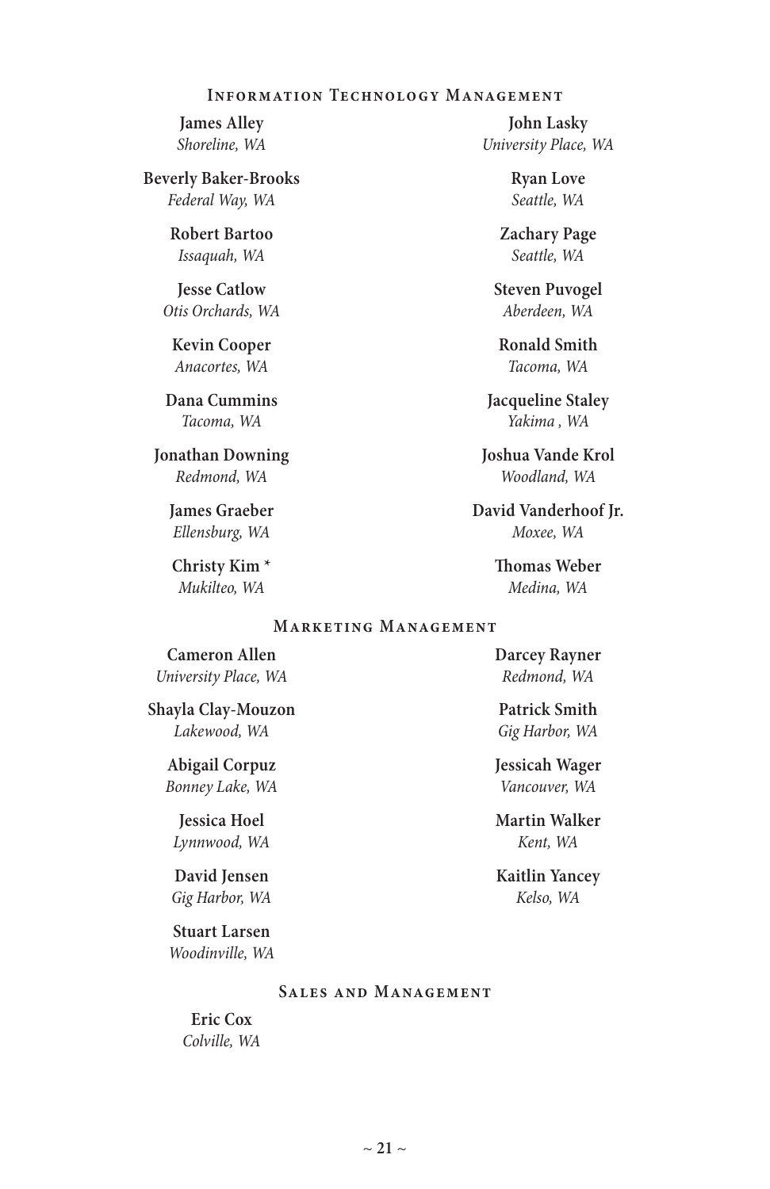## Information Technology Management

**James Alley**
*Shoreline, WA*

**Beverly Baker-Brooks**
*Federal Way, WA*

**Robert Bartoo**
*Issaquah, WA*

**Jesse Catlow**
*Otis Orchards, WA*

**Kevin Cooper**
*Anacortes, WA*

**Dana Cummins**
*Tacoma, WA*

**Jonathan Downing**
*Redmond, WA*

**James Graeber**
*Ellensburg, WA*

**Christy Kim** *
*Mukilteo, WA*

**John Lasky**
*University Place, WA*

**Ryan Love**
*Seattle, WA*

**Zachary Page**
*Seattle, WA*

**Steven Puvogel**
*Aberdeen, WA*

**Ronald Smith**
*Tacoma, WA*

**Jacqueline Staley**
*Yakima , WA*

**Joshua Vande Krol**
*Woodland, WA*

**David Vanderhoof Jr.**
*Moxee, WA*

**Thomas Weber**
*Medina, WA*

## Marketing Management

**Cameron Allen**
*University Place, WA*

**Shayla Clay-Mouzon**
*Lakewood, WA*

**Abigail Corpuz**
*Bonney Lake, WA*

**Jessica Hoel**
*Lynnwood, WA*

**David Jensen**
*Gig Harbor, WA*

**Stuart Larsen**
*Woodinville, WA*

**Darcey Rayner**
*Redmond, WA*

**Patrick Smith**
*Gig Harbor, WA*

**Jessicah Wager**
*Vancouver, WA*

**Martin Walker**
*Kent, WA*

**Kaitlin Yancey**
*Kelso, WA*

## Sales and Management

**Eric Cox**
*Colville, WA*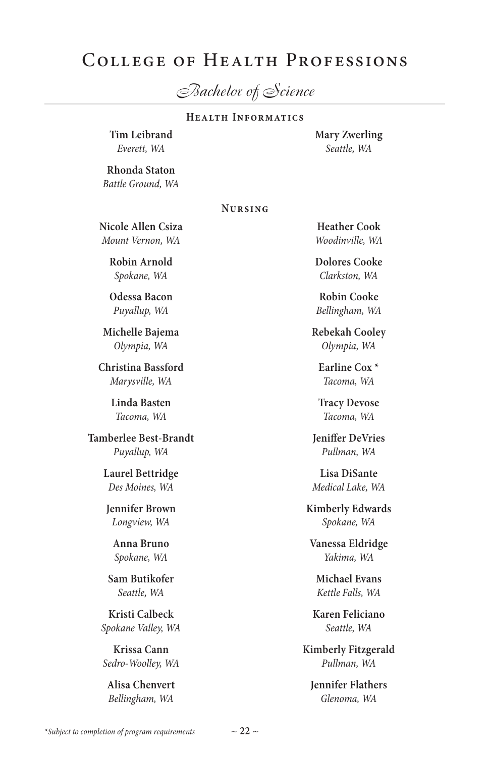# College of Health Professions

## *Bachelor of Science*

### Health Informatics

**Tim Leibrand**
*Everett, WA*

**Rhonda Staton**
*Battle Ground, WA*

**Mary Zwerling**
*Seattle, WA*

### Nursing

**Nicole Allen Csiza**
*Mount Vernon, WA*

**Robin Arnold**
*Spokane, WA*

**Odessa Bacon**
*Puyallup, WA*

**Michelle Bajema**
*Olympia, WA*

**Christina Bassford**
*Marysville, WA*

**Linda Basten**
*Tacoma, WA*

**Tamberlee Best-Brandt**
*Puyallup, WA*

**Laurel Bettridge**
*Des Moines, WA*

**Jennifer Brown**
*Longview, WA*

**Anna Bruno**
*Spokane, WA*

**Sam Butikofer**
*Seattle, WA*

**Kristi Calbeck**
*Spokane Valley, WA*

**Krissa Cann**
*Sedro-Woolley, WA*

**Alisa Chenvert**
*Bellingham, WA*

**Heather Cook**
*Woodinville, WA*

**Dolores Cooke**
*Clarkston, WA*

**Robin Cooke**
*Bellingham, WA*

**Rebekah Cooley**
*Olympia, WA*

**Earline Cox** *
*Tacoma, WA*

**Tracy Devose**
*Tacoma, WA*

**Jeniffer DeVries**
*Pullman, WA*

**Lisa DiSante**
*Medical Lake, WA*

**Kimberly Edwards**
*Spokane, WA*

**Vanessa Eldridge**
*Yakima, WA*

**Michael Evans**
*Kettle Falls, WA*

**Karen Feliciano**
*Seattle, WA*

**Kimberly Fitzgerald**
*Pullman, WA*

**Jennifer Flathers**
*Glenoma, WA*

*\*Subject to completion of program requirements*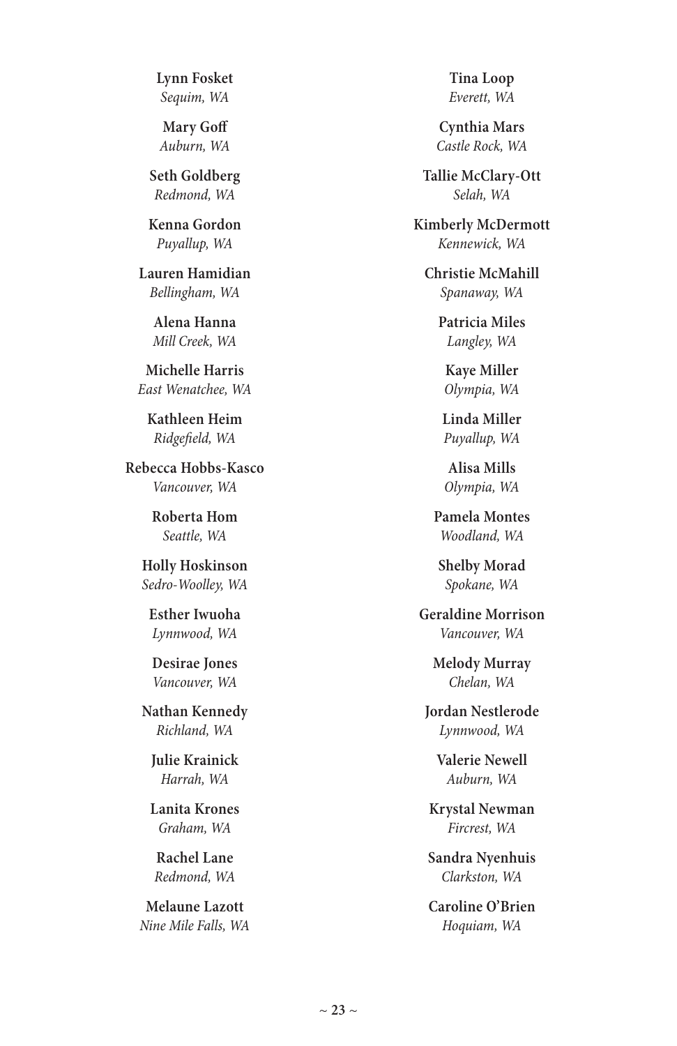**Lynn Fosket**
*Sequim, WA*

**Mary Goff**
*Auburn, WA*

**Seth Goldberg**
*Redmond, WA*

**Kenna Gordon**
*Puyallup, WA*

**Lauren Hamidian**
*Bellingham, WA*

**Alena Hanna**
*Mill Creek, WA*

**Michelle Harris**
*East Wenatchee, WA*

**Kathleen Heim**
*Ridgefield, WA*

**Rebecca Hobbs-Kasco**
*Vancouver, WA*

**Roberta Hom**
*Seattle, WA*

**Holly Hoskinson**
*Sedro-Woolley, WA*

**Esther Iwuoha**
*Lynnwood, WA*

**Desirae Jones**
*Vancouver, WA*

**Nathan Kennedy**
*Richland, WA*

**Julie Krainick**
*Harrah, WA*

**Lanita Krones**
*Graham, WA*

**Rachel Lane**
*Redmond, WA*

**Melaune Lazott**
*Nine Mile Falls, WA*

**Tina Loop**
*Everett, WA*

**Cynthia Mars**
*Castle Rock, WA*

**Tallie McClary-Ott**
*Selah, WA*

**Kimberly McDermott**
*Kennewick, WA*

**Christie McMahill**
*Spanaway, WA*

**Patricia Miles**
*Langley, WA*

**Kaye Miller**
*Olympia, WA*

**Linda Miller**
*Puyallup, WA*

**Alisa Mills**
*Olympia, WA*

**Pamela Montes**
*Woodland, WA*

**Shelby Morad**
*Spokane, WA*

**Geraldine Morrison**
*Vancouver, WA*

**Melody Murray**
*Chelan, WA*

**Jordan Nestlerode**
*Lynnwood, WA*

**Valerie Newell**
*Auburn, WA*

**Krystal Newman**
*Fircrest, WA*

**Sandra Nyenhuis**
*Clarkston, WA*

**Caroline O'Brien**
*Hoquiam, WA*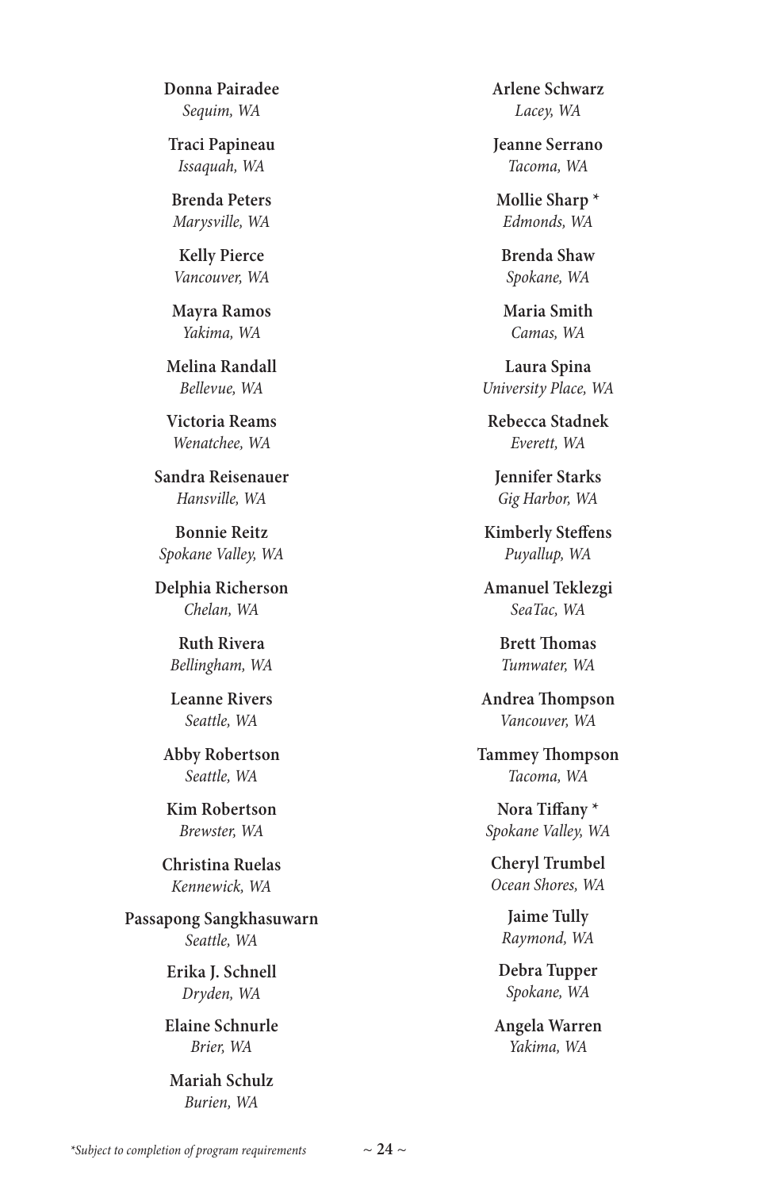**Donna Pairadee**
*Sequim, WA*

**Traci Papineau**
*Issaquah, WA*

**Brenda Peters**
*Marysville, WA*

**Kelly Pierce**
*Vancouver, WA*

**Mayra Ramos**
*Yakima, WA*

**Melina Randall**
*Bellevue, WA*

**Victoria Reams**
*Wenatchee, WA*

**Sandra Reisenauer**
*Hansville, WA*

**Bonnie Reitz**
*Spokane Valley, WA*

**Delphia Richerson**
*Chelan, WA*

**Ruth Rivera**
*Bellingham, WA*

**Leanne Rivers**
*Seattle, WA*

**Abby Robertson**
*Seattle, WA*

**Kim Robertson**
*Brewster, WA*

**Christina Ruelas**
*Kennewick, WA*

**Passapong Sangkhasuwarn**
*Seattle, WA*

**Erika J. Schnell**
*Dryden, WA*

**Elaine Schnurle**
*Brier, WA*

**Mariah Schulz**
*Burien, WA*

**Arlene Schwarz**
*Lacey, WA*

**Jeanne Serrano**
*Tacoma, WA*

**Mollie Sharp** *
*Edmonds, WA*

**Brenda Shaw**
*Spokane, WA*

**Maria Smith**
*Camas, WA*

**Laura Spina**
*University Place, WA*

**Rebecca Stadnek**
*Everett, WA*

**Jennifer Starks**
*Gig Harbor, WA*

**Kimberly Steffens**
*Puyallup, WA*

**Amanuel Teklezgi**
*SeaTac, WA*

**Brett Thomas**
*Tumwater, WA*

**Andrea Thompson**
*Vancouver, WA*

**Tammey Thompson**
*Tacoma, WA*

**Nora Tiffany** *
*Spokane Valley, WA*

**Cheryl Trumbel**
*Ocean Shores, WA*

**Jaime Tully**
*Raymond, WA*

**Debra Tupper**
*Spokane, WA*

**Angela Warren**
*Yakima, WA*

*\*Subject to completion of program requirements*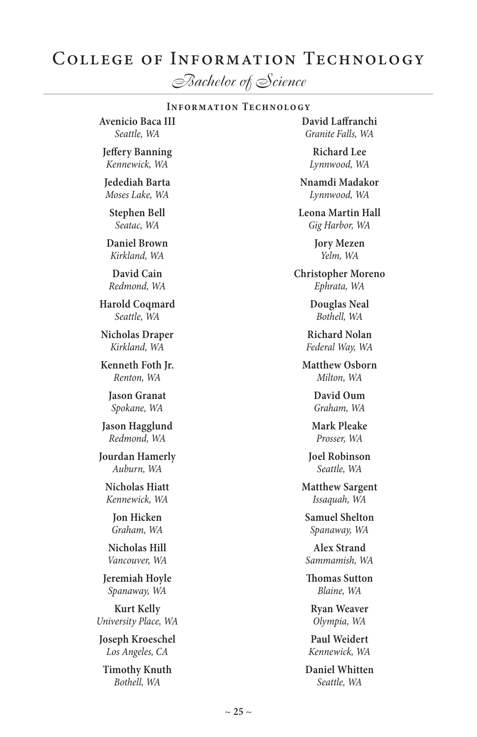# College of Information Technology

## *Bachelor of Science*

### Information Technology

**Avenicio Baca III**
*Seattle, WA*

**Jeffery Banning**
*Kennewick, WA*

**Jedediah Barta**
*Moses Lake, WA*

**Stephen Bell**
*Seatac, WA*

**Daniel Brown**
*Kirkland, WA*

**David Cain**
*Redmond, WA*

**Harold Coqmard**
*Seattle, WA*

**Nicholas Draper**
*Kirkland, WA*

**Kenneth Foth Jr.**
*Renton, WA*

**Jason Granat**
*Spokane, WA*

**Jason Hagglund**
*Redmond, WA*

**Jourdan Hamerly**
*Auburn, WA*

**Nicholas Hiatt**
*Kennewick, WA*

**Jon Hicken**
*Graham, WA*

**Nicholas Hill**
*Vancouver, WA*

**Jeremiah Hoyle**
*Spanaway, WA*

**Kurt Kelly**
*University Place, WA*

**Joseph Kroeschel**
*Los Angeles, CA*

**Timothy Knuth**
*Bothell, WA*

**David Laffranchi**
*Granite Falls, WA*

**Richard Lee**
*Lynnwood, WA*

**Nnamdi Madakor**
*Lynnwood, WA*

**Leona Martin Hall**
*Gig Harbor, WA*

**Jory Mezen**
*Yelm, WA*

**Christopher Moreno**
*Ephrata, WA*

**Douglas Neal**
*Bothell, WA*

**Richard Nolan**
*Federal Way, WA*

**Matthew Osborn**
*Milton, WA*

**David Oum**
*Graham, WA*

**Mark Pleake**
*Prosser, WA*

**Joel Robinson**
*Seattle, WA*

**Matthew Sargent**
*Issaquah, WA*

**Samuel Shelton**
*Spanaway, WA*

**Alex Strand**
*Sammamish, WA*

**Thomas Sutton**
*Blaine, WA*

**Ryan Weaver**
*Olympia, WA*

**Paul Weidert**
*Kennewick, WA*

**Daniel Whitten**
*Seattle, WA*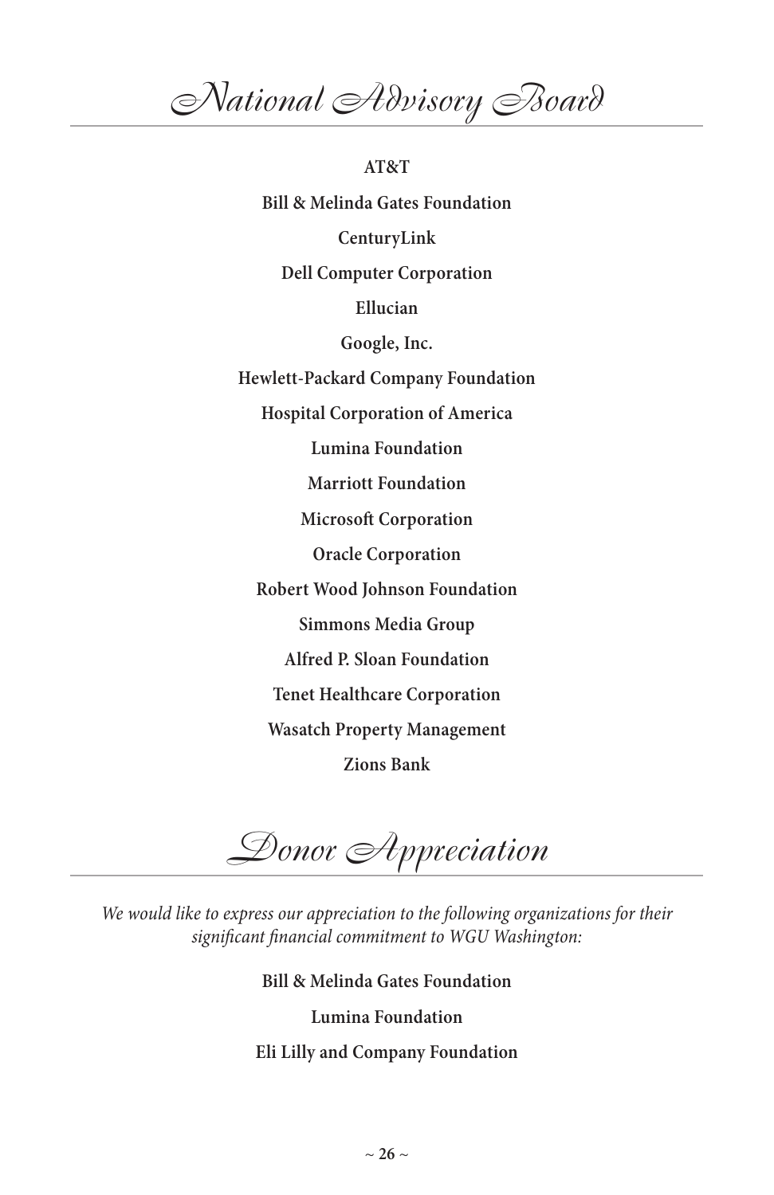# National Advisory Board

**AT&T**

**Bill & Melinda Gates Foundation**

**CenturyLink**

**Dell Computer Corporation**

**Ellucian**

**Google, Inc.**

**Hewlett-Packard Company Foundation**

**Hospital Corporation of America**

**Lumina Foundation**

**Marriott Foundation**

**Microsoft Corporation**

**Oracle Corporation**

**Robert Wood Johnson Foundation**

**Simmons Media Group**

**Alfred P. Sloan Foundation**

**Tenet Healthcare Corporation**

**Wasatch Property Management**

**Zions Bank**

# Donor Appreciation

*We would like to express our appreciation to the following organizations for their significant financial commitment to WGU Washington:*

**Bill & Melinda Gates Foundation**

**Lumina Foundation**

**Eli Lilly and Company Foundation**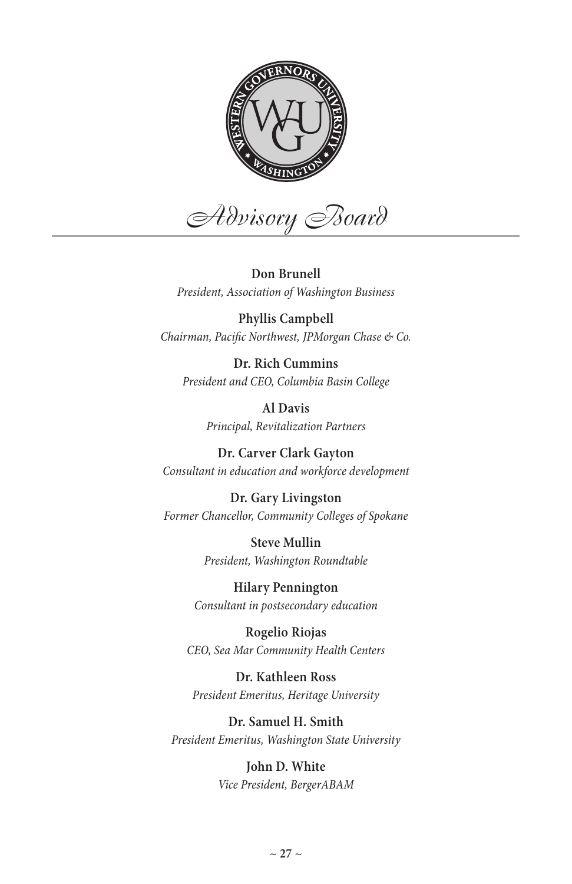# Advisory Board

**Don Brunell**
*President, Association of Washington Business*

**Phyllis Campbell**
*Chairman, Pacific Northwest, JPMorgan Chase & Co.*

**Dr. Rich Cummins**
*President and CEO, Columbia Basin College*

**Al Davis**
*Principal, Revitalization Partners*

**Dr. Carver Clark Gayton**
*Consultant in education and workforce development*

**Dr. Gary Livingston**
*Former Chancellor, Community Colleges of Spokane*

**Steve Mullin**
*President, Washington Roundtable*

**Hilary Pennington**
*Consultant in postsecondary education*

**Rogelio Riojas**
*CEO, Sea Mar Community Health Centers*

**Dr. Kathleen Ross**
*President Emeritus, Heritage University*

**Dr. Samuel H. Smith**
*President Emeritus, Washington State University*

**John D. White**
*Vice President, BergerABAM*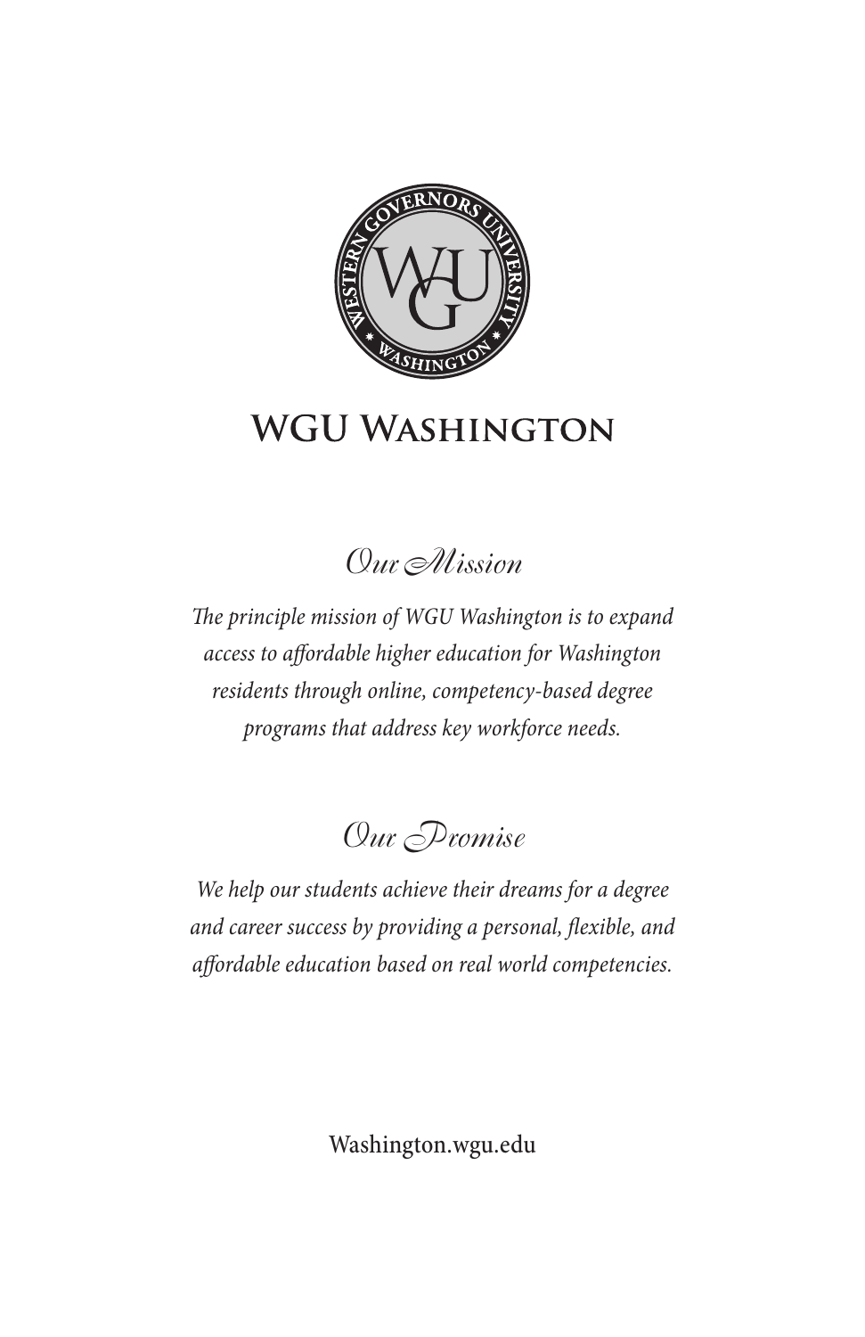# WGU Washington

## *Our Mission*

*The principle mission of WGU Washington is to expand access to affordable higher education for Washington residents through online, competency-based degree programs that address key workforce needs.*

## *Our Promise*

*We help our students achieve their dreams for a degree and career success by providing a personal, flexible, and affordable education based on real world competencies.*

Washington.wgu.edu